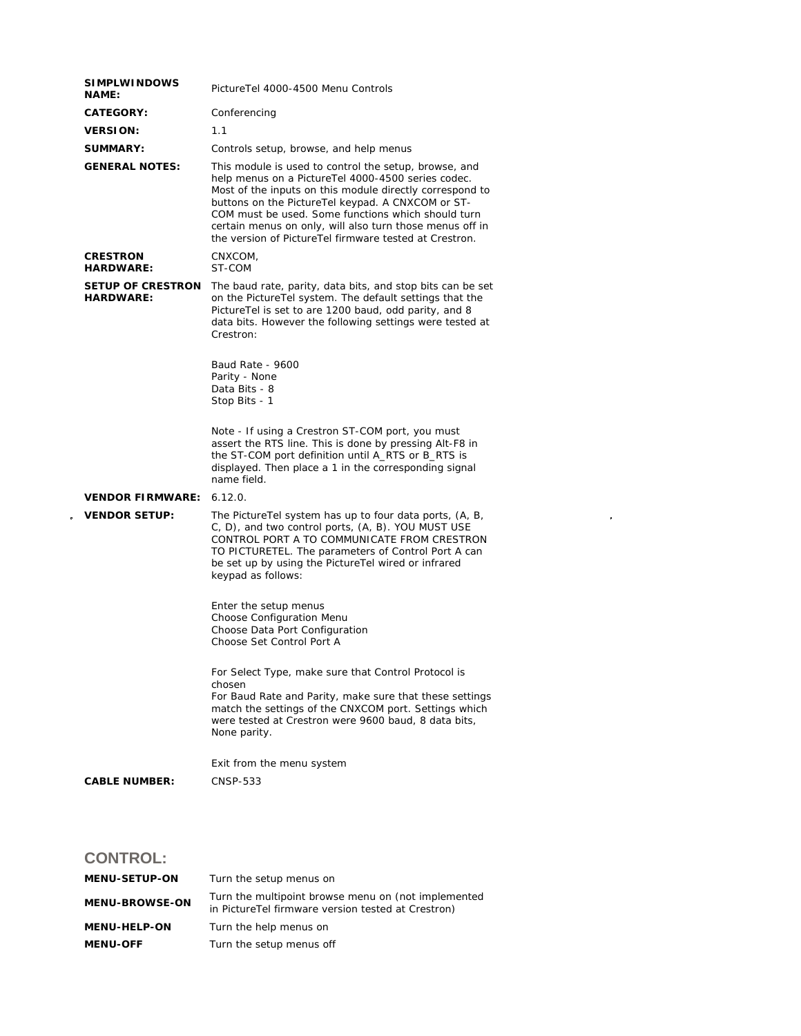| | |
|---|---|
| **SIMPLWINDOWS NAME:** | PictureTel 4000-4500 Menu Controls |
| **CATEGORY:** | Conferencing |
| **VERSION:** | 1.1 |
| **SUMMARY:** | Controls setup, browse, and help menus |
| **GENERAL NOTES:** | This module is used to control the setup, browse, and help menus on a PictureTel 4000-4500 series codec. Most of the inputs on this module directly correspond to buttons on the PictureTel keypad. A CNXCOM or ST-COM must be used. Some functions which should turn certain menus on only, will also turn those menus off in the version of PictureTel firmware tested at Crestron. |
| **CRESTRON HARDWARE:** | CNXCOM,<br>ST-COM |
| **SETUP OF CRESTRON HARDWARE:** | The baud rate, parity, data bits, and stop bits can be set on the PictureTel system. The default settings that the PictureTel is set to are 1200 baud, odd parity, and 8 data bits. However the following settings were tested at Crestron:<br><br>Baud Rate - 9600<br>Parity - None<br>Data Bits - 8<br>Stop Bits - 1<br><br>Note - If using a Crestron ST-COM port, you must assert the RTS line. This is done by pressing Alt-F8 in the ST-COM port definition until A_RTS or B_RTS is displayed. Then place a 1 in the corresponding signal name field. |
| **VENDOR FIRMWARE:** | 6.12.0. |
| **VENDOR SETUP:** | The PictureTel system has up to four data ports, (A, B, C, D), and two control ports, (A, B). YOU MUST USE CONTROL PORT A TO COMMUNICATE FROM CRESTRON TO PICTURETEL. The parameters of Control Port A can be set up by using the PictureTel wired or infrared keypad as follows:<br><br>Enter the setup menus<br>Choose Configuration Menu<br>Choose Data Port Configuration<br>Choose Set Control Port A<br><br>For Select Type, make sure that Control Protocol is chosen<br>For Baud Rate and Parity, make sure that these settings match the settings of the CNXCOM port. Settings which were tested at Crestron were 9600 baud, 8 data bits, None parity.<br><br>Exit from the menu system |
| **CABLE NUMBER:** | CNSP-533 |

## CONTROL:

| | |
|---|---|
| **MENU-SETUP-ON** | Turn the setup menus on |
| **MENU-BROWSE-ON** | Turn the multipoint browse menu on (not implemented in PictureTel firmware version tested at Crestron) |
| **MENU-HELP-ON** | Turn the help menus on |
| **MENU-OFF** | Turn the setup menus off |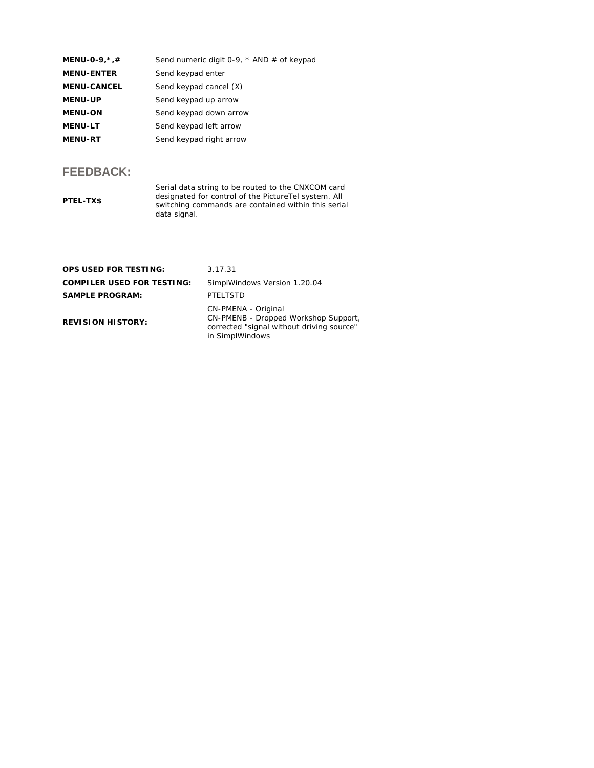| | |
|---|---|
| **MENU-0-9,*,#** | Send numeric digit 0-9, * AND # of keypad |
| **MENU-ENTER** | Send keypad enter |
| **MENU-CANCEL** | Send keypad cancel (X) |
| **MENU-UP** | Send keypad up arrow |
| **MENU-ON** | Send keypad down arrow |
| **MENU-LT** | Send keypad left arrow |
| **MENU-RT** | Send keypad right arrow |

## FEEDBACK:

| | |
|---|---|
| **PTEL-TX$** | Serial data string to be routed to the CNXCOM card designated for control of the PictureTel system. All switching commands are contained within this serial data signal. |

| | |
|---|---|
| **OPS USED FOR TESTING:** | 3.17.31 |
| **COMPILER USED FOR TESTING:** | SimplWindows Version 1.20.04 |
| **SAMPLE PROGRAM:** | PTELTSTD |
| **REVISION HISTORY:** | CN-PMENA - Original<br>CN-PMENB - Dropped Workshop Support, corrected "signal without driving source" in SimplWindows |